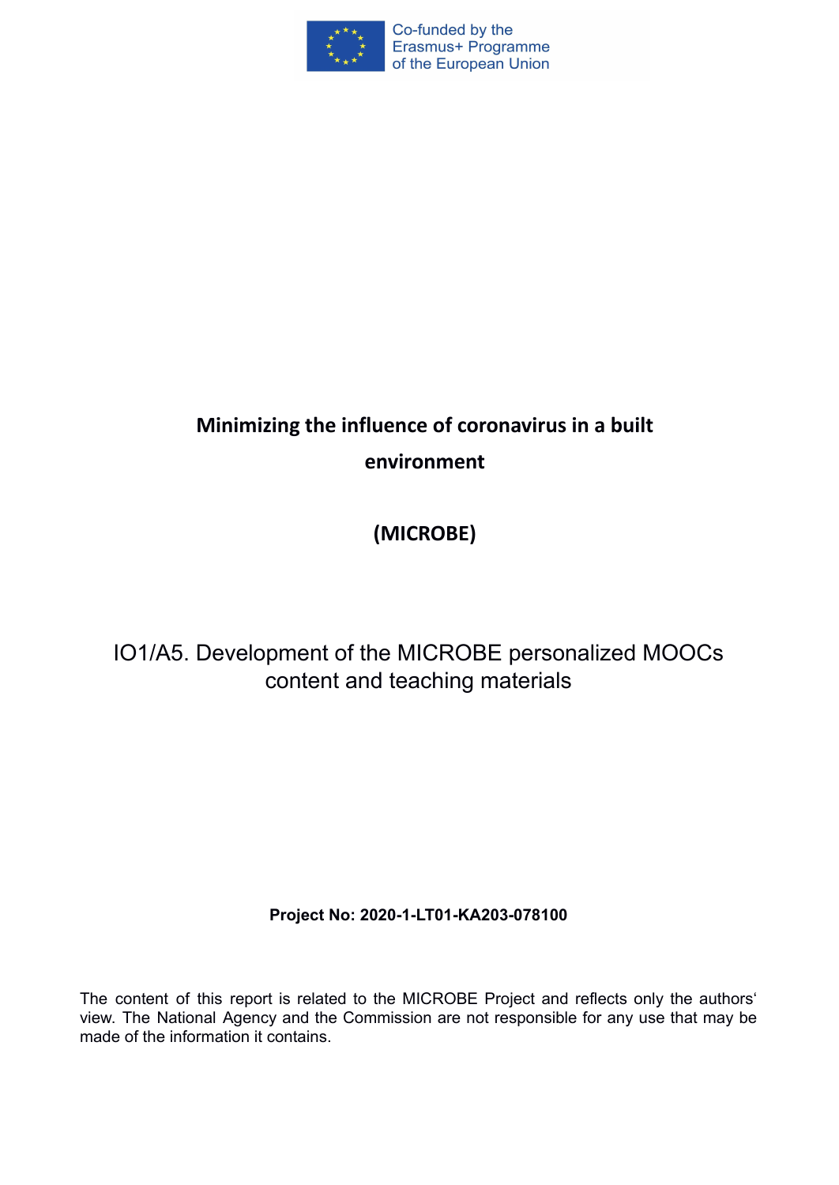Co-funded by the
Erasmus+ Programme
of the European Union

# Minimizing the influence of coronavirus in a built environment

# (MICROBE)

## IO1/A5. Development of the MICROBE personalized MOOCs content and teaching materials

**Project No: 2020-1-LT01-KA203-078100**

The content of this report is related to the MICROBE Project and reflects only the authors' view. The National Agency and the Commission are not responsible for any use that may be made of the information it contains.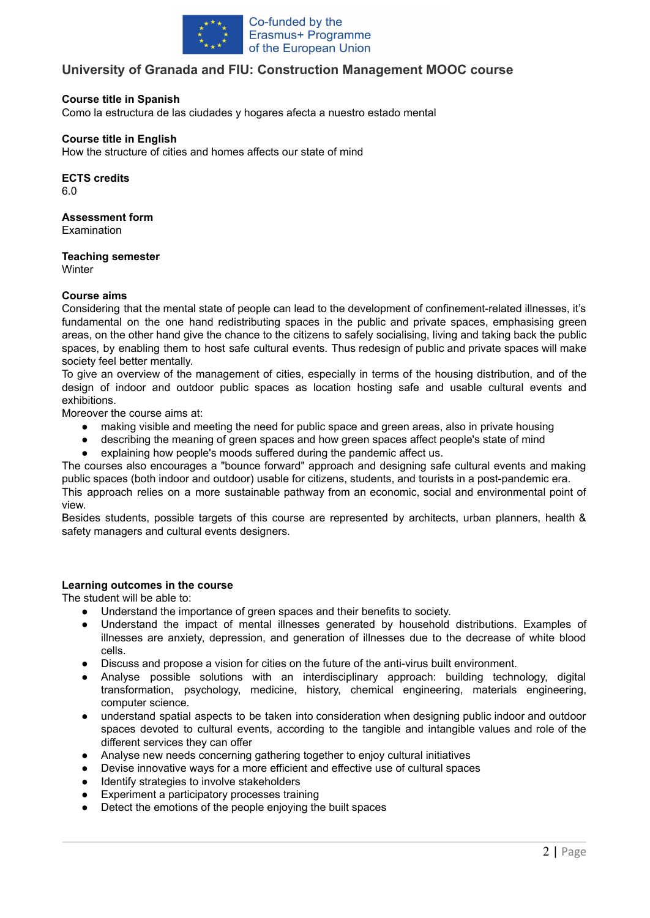Co-funded by the Erasmus+ Programme of the European Union

## University of Granada and FIU: Construction Management MOOC course

**Course title in Spanish**
Como la estructura de las ciudades y hogares afecta a nuestro estado mental

**Course title in English**
How the structure of cities and homes affects our state of mind

**ECTS credits**
6.0

**Assessment form**
Examination

**Teaching semester**
Winter

**Course aims**
Considering that the mental state of people can lead to the development of confinement-related illnesses, it's fundamental on the one hand redistributing spaces in the public and private spaces, emphasising green areas, on the other hand give the chance to the citizens to safely socialising, living and taking back the public spaces, by enabling them to host safe cultural events. Thus redesign of public and private spaces will make society feel better mentally.
To give an overview of the management of cities, especially in terms of the housing distribution, and of the design of indoor and outdoor public spaces as location hosting safe and usable cultural events and exhibitions.
Moreover the course aims at:

- making visible and meeting the need for public space and green areas, also in private housing
- describing the meaning of green spaces and how green spaces affect people's state of mind
- explaining how people's moods suffered during the pandemic affect us.

The courses also encourages a "bounce forward" approach and designing safe cultural events and making public spaces (both indoor and outdoor) usable for citizens, students, and tourists in a post-pandemic era.
This approach relies on a more sustainable pathway from an economic, social and environmental point of view.
Besides students, possible targets of this course are represented by architects, urban planners, health & safety managers and cultural events designers.

**Learning outcomes in the course**
The student will be able to:

- Understand the importance of green spaces and their benefits to society.
- Understand the impact of mental illnesses generated by household distributions. Examples of illnesses are anxiety, depression, and generation of illnesses due to the decrease of white blood cells.
- Discuss and propose a vision for cities on the future of the anti-virus built environment.
- Analyse possible solutions with an interdisciplinary approach: building technology, digital transformation, psychology, medicine, history, chemical engineering, materials engineering, computer science.
- understand spatial aspects to be taken into consideration when designing public indoor and outdoor spaces devoted to cultural events, according to the tangible and intangible values and role of the different services they can offer
- Analyse new needs concerning gathering together to enjoy cultural initiatives
- Devise innovative ways for a more efficient and effective use of cultural spaces
- Identify strategies to involve stakeholders
- Experiment a participatory processes training
- Detect the emotions of the people enjoying the built spaces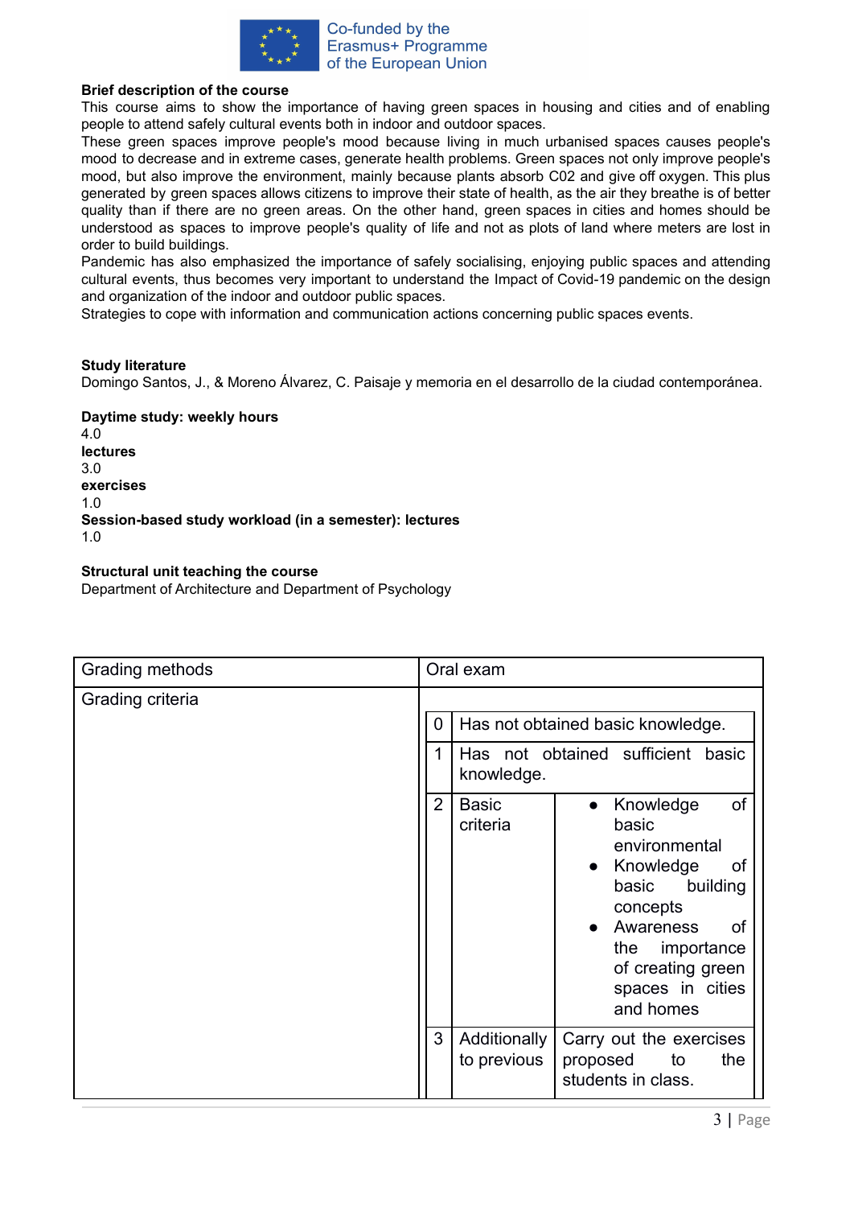**Brief description of the course**

This course aims to show the importance of having green spaces in housing and cities and of enabling people to attend safely cultural events both in indoor and outdoor spaces.

These green spaces improve people's mood because living in much urbanised spaces causes people's mood to decrease and in extreme cases, generate health problems. Green spaces not only improve people's mood, but also improve the environment, mainly because plants absorb C02 and give off oxygen. This plus generated by green spaces allows citizens to improve their state of health, as the air they breathe is of better quality than if there are no green areas. On the other hand, green spaces in cities and homes should be understood as spaces to improve people's quality of life and not as plots of land where meters are lost in order to build buildings.

Pandemic has also emphasized the importance of safely socialising, enjoying public spaces and attending cultural events, thus becomes very important to understand the Impact of Covid-19 pandemic on the design and organization of the indoor and outdoor public spaces.

Strategies to cope with information and communication actions concerning public spaces events.

**Study literature**

Domingo Santos, J., & Moreno Álvarez, C. Paisaje y memoria en el desarrollo de la ciudad contemporánea.

**Daytime study: weekly hours**

4.0

**lectures**

3.0

**exercises**

1.0

**Session-based study workload (in a semester): lectures**

1.0

**Structural unit teaching the course**

Department of Architecture and Department of Psychology

| Grading methods | Oral exam | | |
|---|---|---|---|
| Grading criteria | 0 | Has not obtained basic knowledge. | |
| | 1 | Has not obtained sufficient basic knowledge. | |
| | 2 | Basic criteria | • Knowledge of basic environmental<br>• Knowledge of basic building concepts<br>• Awareness of the importance of creating green spaces in cities and homes |
| | 3 | Additionally to previous | Carry out the exercises proposed to the students in class. |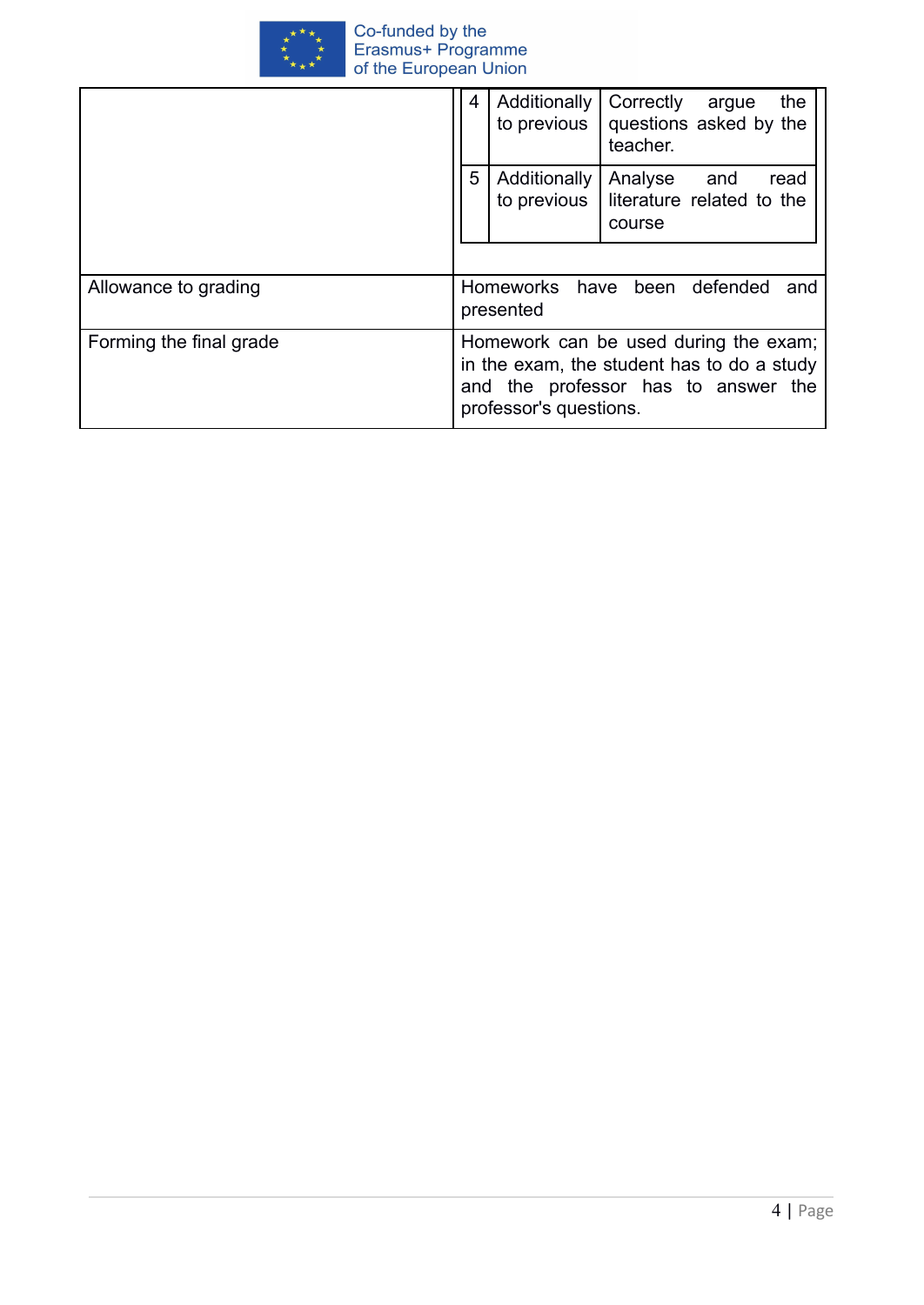| | |
|---|---|
| | 4 \| Additionally to previous \| Correctly argue the questions asked by the teacher.<br>5 \| Additionally to previous \| Analyse and read literature related to the course |
| Allowance to grading | Homeworks have been defended and presented |
| Forming the final grade | Homework can be used during the exam; in the exam, the student has to do a study and the professor has to answer the professor's questions. |